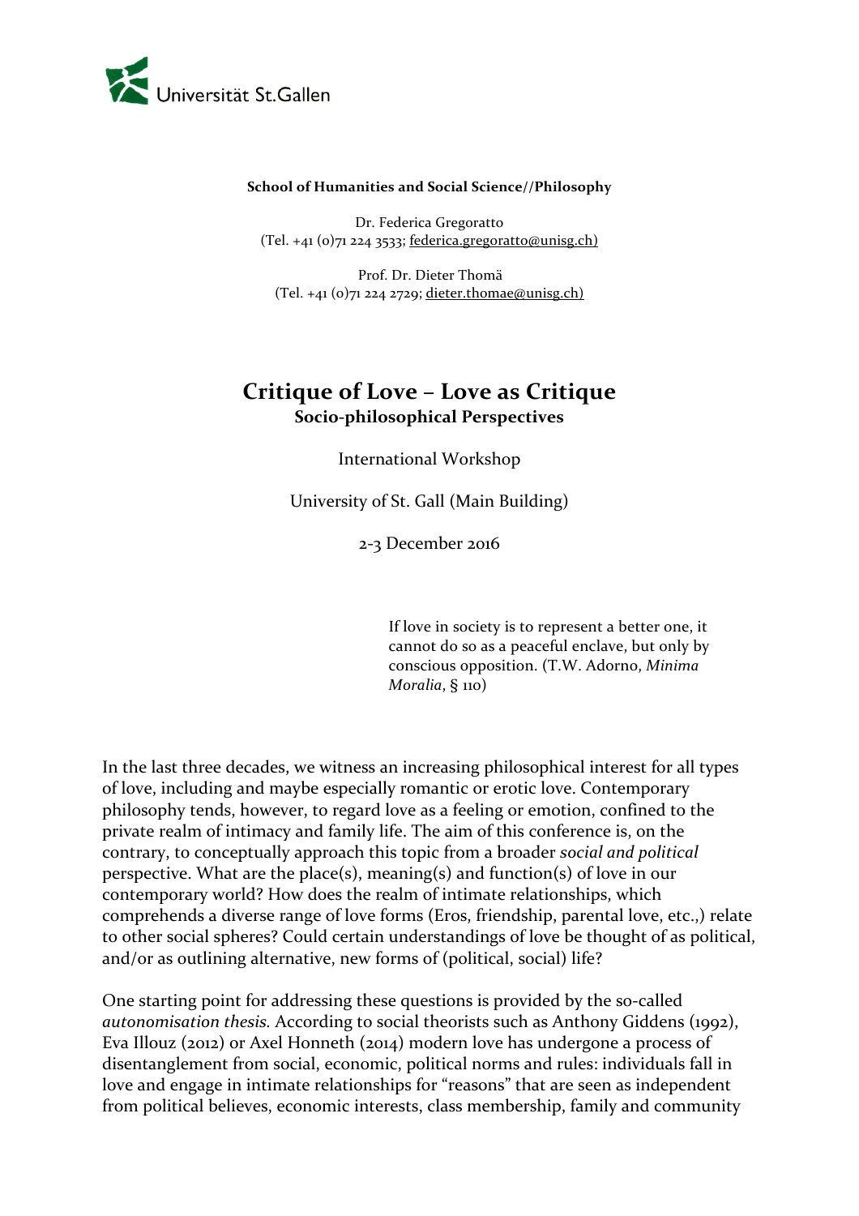Universität St.Gallen

**School of Humanities and Social Science//Philosophy**

Dr. Federica Gregoratto
(Tel. +41 (0)71 224 3533; federica.gregoratto@unisg.ch)

Prof. Dr. Dieter Thomä
(Tel. +41 (0)71 224 2729; dieter.thomae@unisg.ch)

# Critique of Love – Love as Critique

## Socio-philosophical Perspectives

International Workshop

University of St. Gall (Main Building)

2-3 December 2016

> If love in society is to represent a better one, it cannot do so as a peaceful enclave, but only by conscious opposition. (T.W. Adorno, *Minima Moralia*, § 110)

In the last three decades, we witness an increasing philosophical interest for all types of love, including and maybe especially romantic or erotic love. Contemporary philosophy tends, however, to regard love as a feeling or emotion, confined to the private realm of intimacy and family life. The aim of this conference is, on the contrary, to conceptually approach this topic from a broader *social and political* perspective. What are the place(s), meaning(s) and function(s) of love in our contemporary world? How does the realm of intimate relationships, which comprehends a diverse range of love forms (Eros, friendship, parental love, etc.,) relate to other social spheres? Could certain understandings of love be thought of as political, and/or as outlining alternative, new forms of (political, social) life?

One starting point for addressing these questions is provided by the so-called *autonomisation thesis.* According to social theorists such as Anthony Giddens (1992), Eva Illouz (2012) or Axel Honneth (2014) modern love has undergone a process of disentanglement from social, economic, political norms and rules: individuals fall in love and engage in intimate relationships for "reasons" that are seen as independent from political believes, economic interests, class membership, family and community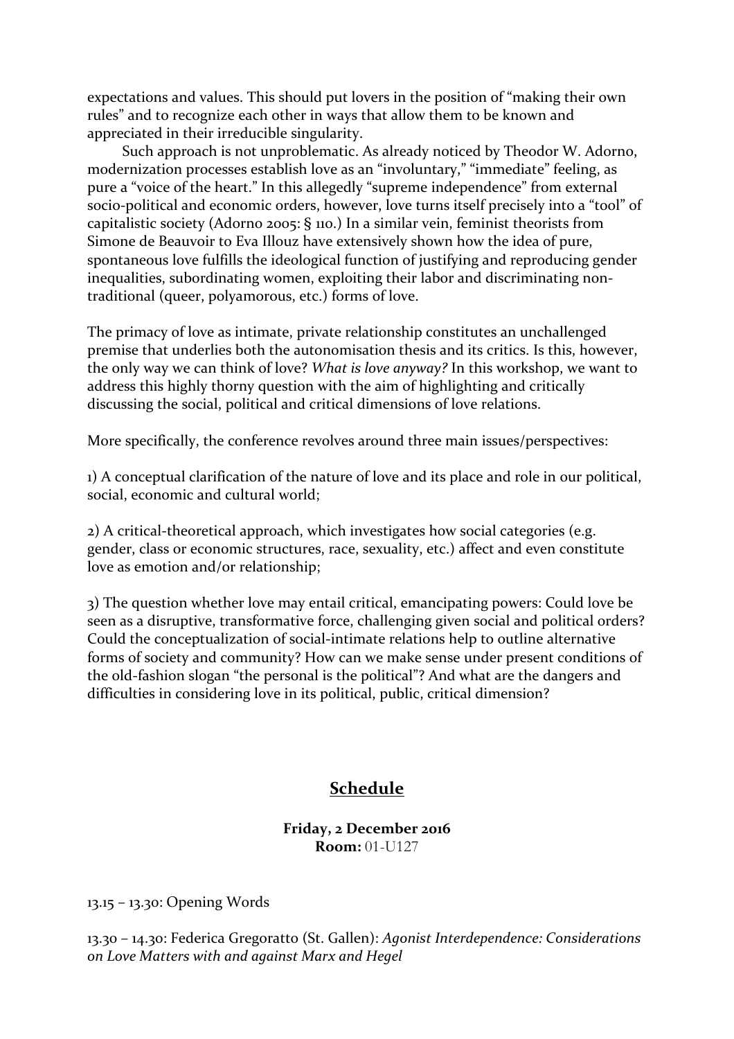expectations and values. This should put lovers in the position of "making their own rules" and to recognize each other in ways that allow them to be known and appreciated in their irreducible singularity.

Such approach is not unproblematic. As already noticed by Theodor W. Adorno, modernization processes establish love as an "involuntary," "immediate" feeling, as pure a "voice of the heart." In this allegedly "supreme independence" from external socio-political and economic orders, however, love turns itself precisely into a "tool" of capitalistic society (Adorno 2005: § 110.) In a similar vein, feminist theorists from Simone de Beauvoir to Eva Illouz have extensively shown how the idea of pure, spontaneous love fulfills the ideological function of justifying and reproducing gender inequalities, subordinating women, exploiting their labor and discriminating non-traditional (queer, polyamorous, etc.) forms of love.

The primacy of love as intimate, private relationship constitutes an unchallenged premise that underlies both the autonomisation thesis and its critics. Is this, however, the only way we can think of love? *What is love anyway?* In this workshop, we want to address this highly thorny question with the aim of highlighting and critically discussing the social, political and critical dimensions of love relations.

More specifically, the conference revolves around three main issues/perspectives:

1) A conceptual clarification of the nature of love and its place and role in our political, social, economic and cultural world;

2) A critical-theoretical approach, which investigates how social categories (e.g. gender, class or economic structures, race, sexuality, etc.) affect and even constitute love as emotion and/or relationship;

3) The question whether love may entail critical, emancipating powers: Could love be seen as a disruptive, transformative force, challenging given social and political orders? Could the conceptualization of social-intimate relations help to outline alternative forms of society and community? How can we make sense under present conditions of the old-fashion slogan "the personal is the political"? And what are the dangers and difficulties in considering love in its political, public, critical dimension?

## Schedule

**Friday, 2 December 2016**
**Room:** 01-U127

13.15 – 13.30: Opening Words

13.30 – 14.30: Federica Gregoratto (St. Gallen): *Agonist Interdependence: Considerations on Love Matters with and against Marx and Hegel*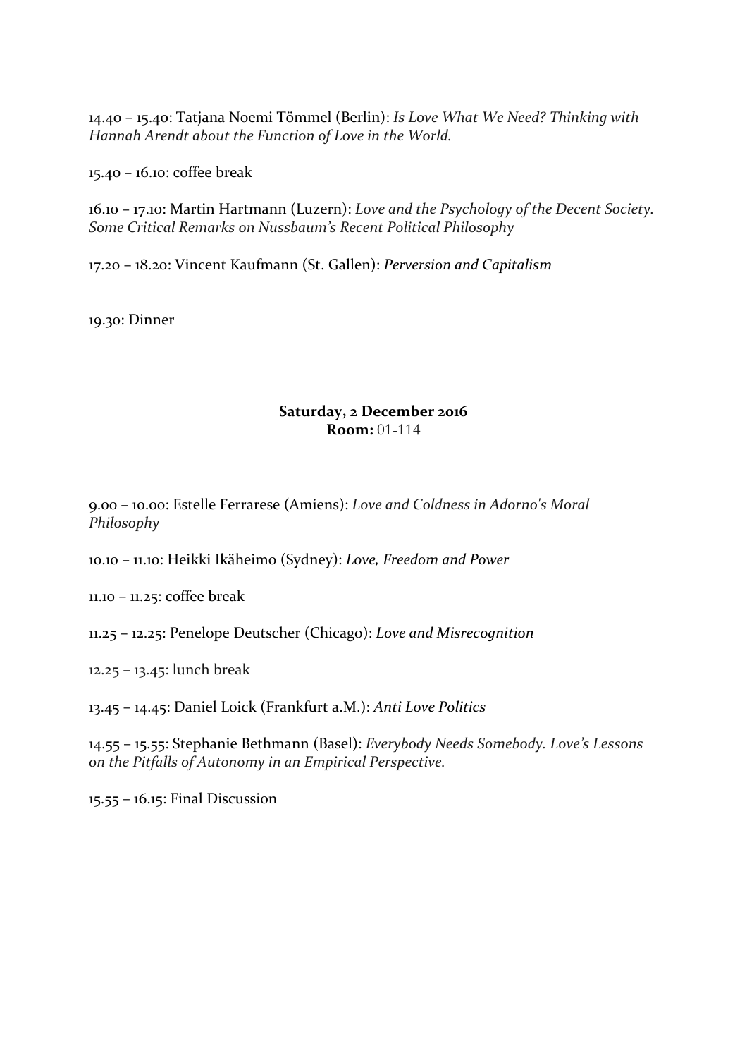14.40 – 15.40: Tatjana Noemi Tömmel (Berlin): *Is Love What We Need? Thinking with Hannah Arendt about the Function of Love in the World.*

15.40 – 16.10: coffee break

16.10 – 17.10: Martin Hartmann (Luzern): *Love and the Psychology of the Decent Society. Some Critical Remarks on Nussbaum's Recent Political Philosophy*

17.20 – 18.20: Vincent Kaufmann (St. Gallen): *Perversion and Capitalism*

19.30: Dinner

**Saturday, 2 December 2016**
**Room:** 01-114

9.00 – 10.00: Estelle Ferrarese (Amiens): *Love and Coldness in Adorno's Moral Philosophy*

10.10 – 11.10: Heikki Ikäheimo (Sydney): *Love, Freedom and Power*

11.10 – 11.25: coffee break

11.25 – 12.25: Penelope Deutscher (Chicago): *Love and Misrecognition*

12.25 – 13.45: lunch break

13.45 – 14.45: Daniel Loick (Frankfurt a.M.): *Anti Love Politics*

14.55 – 15.55: Stephanie Bethmann (Basel): *Everybody Needs Somebody. Love's Lessons on the Pitfalls of Autonomy in an Empirical Perspective.*

15.55 – 16.15: Final Discussion